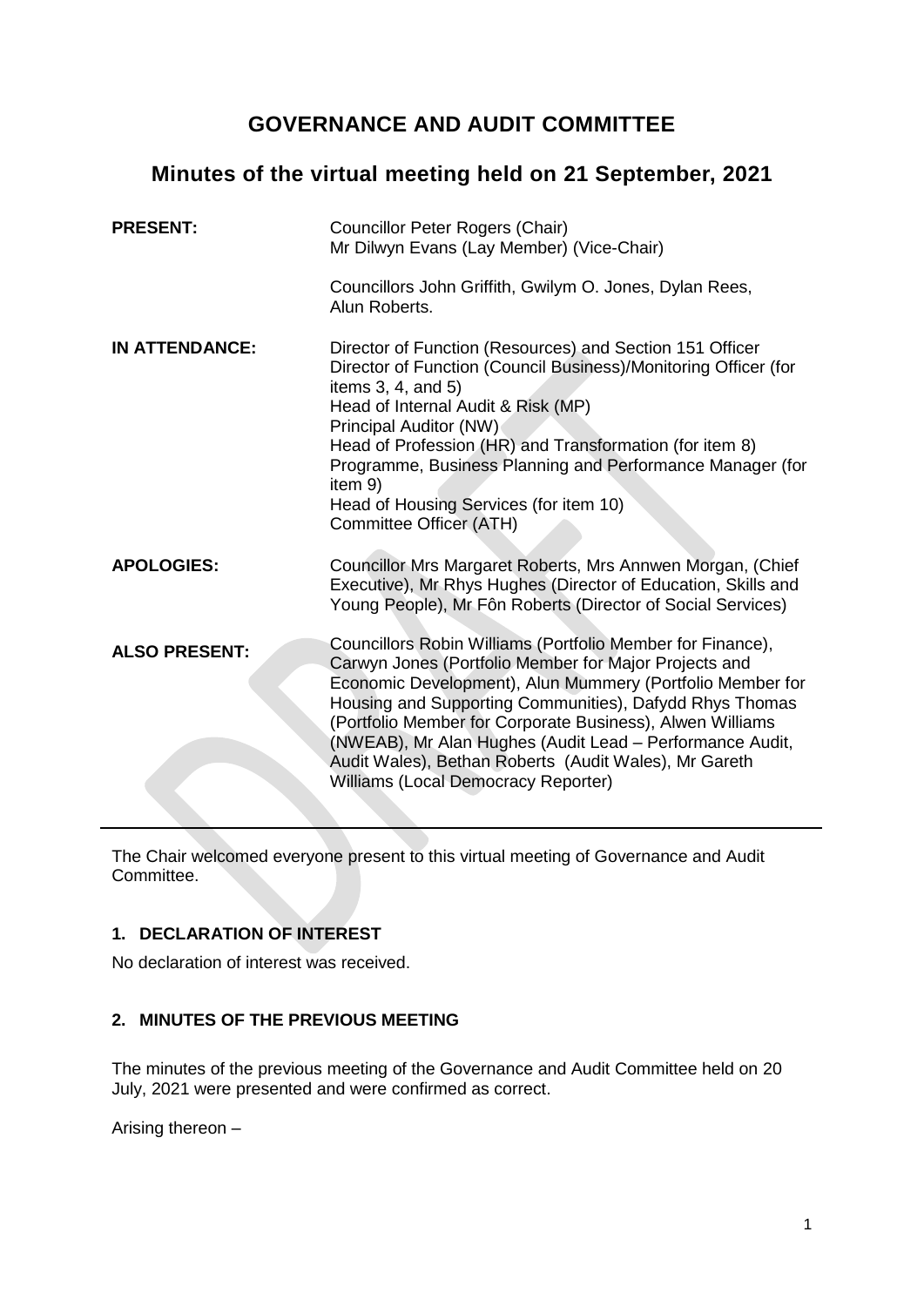# GOVERNANCE AND AUDIT COMMITTEE

## Minutes of the virtual meeting held on 21 September, 2021

| | |
|---|---|
| **PRESENT:** | Councillor Peter Rogers (Chair)<br>Mr Dilwyn Evans (Lay Member) (Vice-Chair)<br><br>Councillors John Griffith, Gwilym O. Jones, Dylan Rees, Alun Roberts. |
| **IN ATTENDANCE:** | Director of Function (Resources) and Section 151 Officer<br>Director of Function (Council Business)/Monitoring Officer (for items 3, 4, and 5)<br>Head of Internal Audit & Risk (MP)<br>Principal Auditor (NW)<br>Head of Profession (HR) and Transformation (for item 8)<br>Programme, Business Planning and Performance Manager (for item 9)<br>Head of Housing Services (for item 10)<br>Committee Officer (ATH) |
| **APOLOGIES:** | Councillor Mrs Margaret Roberts, Mrs Annwen Morgan, (Chief Executive), Mr Rhys Hughes (Director of Education, Skills and Young People), Mr Fôn Roberts (Director of Social Services) |
| **ALSO PRESENT:** | Councillors Robin Williams (Portfolio Member for Finance), Carwyn Jones (Portfolio Member for Major Projects and Economic Development), Alun Mummery (Portfolio Member for Housing and Supporting Communities), Dafydd Rhys Thomas (Portfolio Member for Corporate Business), Alwen Williams (NWEAB), Mr Alan Hughes (Audit Lead – Performance Audit, Audit Wales), Bethan Roberts (Audit Wales), Mr Gareth Williams (Local Democracy Reporter) |

The Chair welcomed everyone present to this virtual meeting of Governance and Audit Committee.

### 1. DECLARATION OF INTEREST

No declaration of interest was received.

### 2. MINUTES OF THE PREVIOUS MEETING

The minutes of the previous meeting of the Governance and Audit Committee held on 20 July, 2021 were presented and were confirmed as correct.

Arising thereon –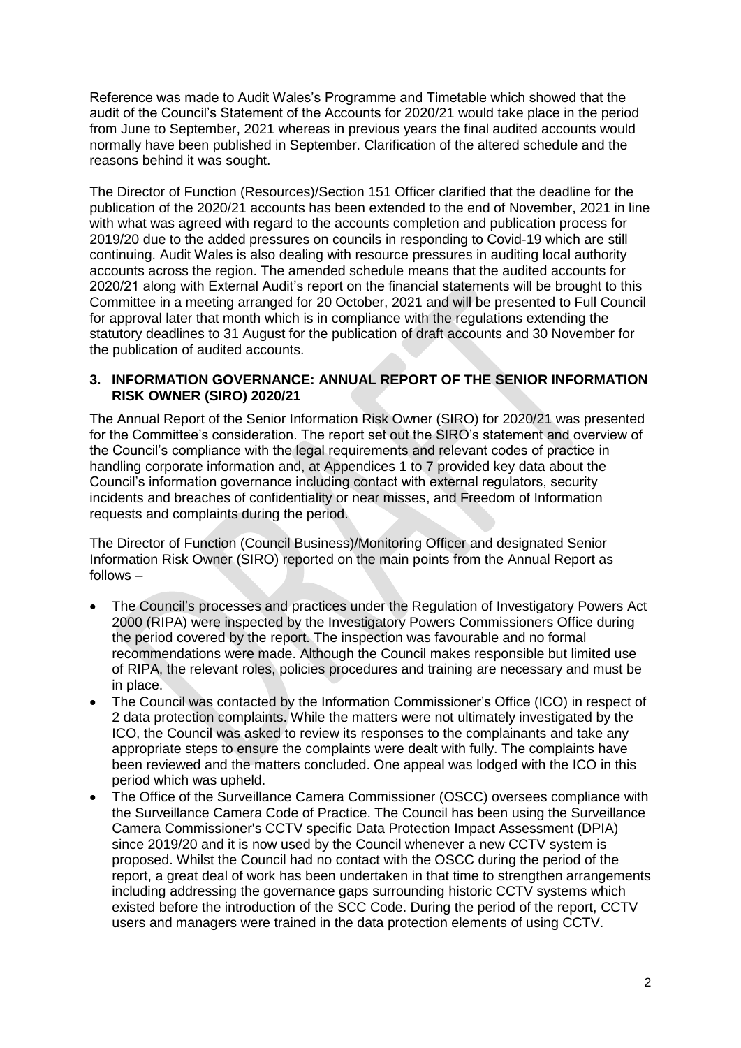Reference was made to Audit Wales's Programme and Timetable which showed that the audit of the Council's Statement of the Accounts for 2020/21 would take place in the period from June to September, 2021 whereas in previous years the final audited accounts would normally have been published in September. Clarification of the altered schedule and the reasons behind it was sought.

The Director of Function (Resources)/Section 151 Officer clarified that the deadline for the publication of the 2020/21 accounts has been extended to the end of November, 2021 in line with what was agreed with regard to the accounts completion and publication process for 2019/20 due to the added pressures on councils in responding to Covid-19 which are still continuing. Audit Wales is also dealing with resource pressures in auditing local authority accounts across the region. The amended schedule means that the audited accounts for 2020/21 along with External Audit's report on the financial statements will be brought to this Committee in a meeting arranged for 20 October, 2021 and will be presented to Full Council for approval later that month which is in compliance with the regulations extending the statutory deadlines to 31 August for the publication of draft accounts and 30 November for the publication of audited accounts.

## 3. INFORMATION GOVERNANCE: ANNUAL REPORT OF THE SENIOR INFORMATION RISK OWNER (SIRO) 2020/21

The Annual Report of the Senior Information Risk Owner (SIRO) for 2020/21 was presented for the Committee's consideration. The report set out the SIRO's statement and overview of the Council's compliance with the legal requirements and relevant codes of practice in handling corporate information and, at Appendices 1 to 7 provided key data about the Council's information governance including contact with external regulators, security incidents and breaches of confidentiality or near misses, and Freedom of Information requests and complaints during the period.

The Director of Function (Council Business)/Monitoring Officer and designated Senior Information Risk Owner (SIRO) reported on the main points from the Annual Report as follows –

- The Council's processes and practices under the Regulation of Investigatory Powers Act 2000 (RIPA) were inspected by the Investigatory Powers Commissioners Office during the period covered by the report. The inspection was favourable and no formal recommendations were made. Although the Council makes responsible but limited use of RIPA, the relevant roles, policies procedures and training are necessary and must be in place.
- The Council was contacted by the Information Commissioner's Office (ICO) in respect of 2 data protection complaints. While the matters were not ultimately investigated by the ICO, the Council was asked to review its responses to the complainants and take any appropriate steps to ensure the complaints were dealt with fully. The complaints have been reviewed and the matters concluded. One appeal was lodged with the ICO in this period which was upheld.
- The Office of the Surveillance Camera Commissioner (OSCC) oversees compliance with the Surveillance Camera Code of Practice. The Council has been using the Surveillance Camera Commissioner's CCTV specific Data Protection Impact Assessment (DPIA) since 2019/20 and it is now used by the Council whenever a new CCTV system is proposed. Whilst the Council had no contact with the OSCC during the period of the report, a great deal of work has been undertaken in that time to strengthen arrangements including addressing the governance gaps surrounding historic CCTV systems which existed before the introduction of the SCC Code. During the period of the report, CCTV users and managers were trained in the data protection elements of using CCTV.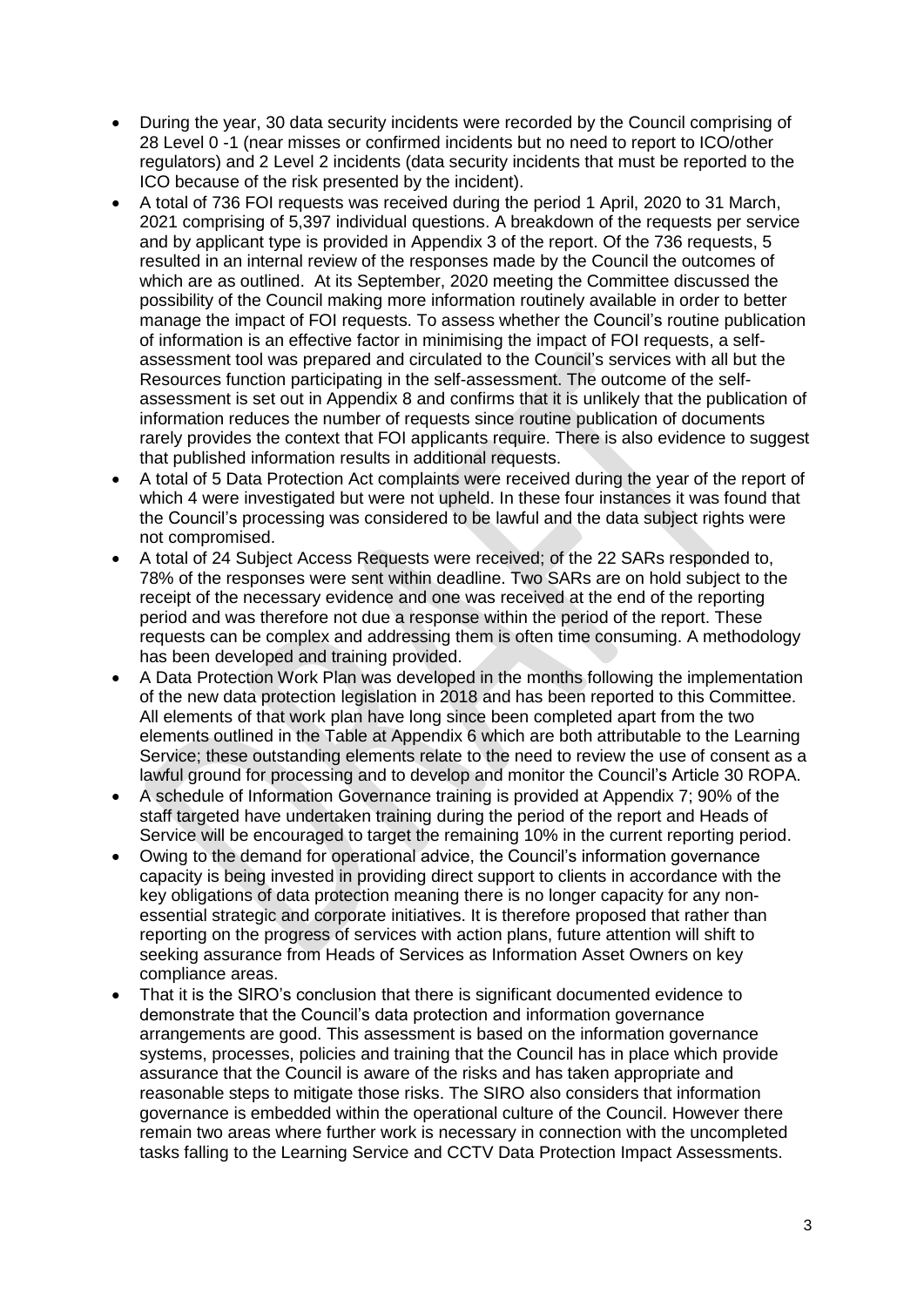- During the year, 30 data security incidents were recorded by the Council comprising of 28 Level 0 -1 (near misses or confirmed incidents but no need to report to ICO/other regulators) and 2 Level 2 incidents (data security incidents that must be reported to the ICO because of the risk presented by the incident).
- A total of 736 FOI requests was received during the period 1 April, 2020 to 31 March, 2021 comprising of 5,397 individual questions. A breakdown of the requests per service and by applicant type is provided in Appendix 3 of the report. Of the 736 requests, 5 resulted in an internal review of the responses made by the Council the outcomes of which are as outlined. At its September, 2020 meeting the Committee discussed the possibility of the Council making more information routinely available in order to better manage the impact of FOI requests. To assess whether the Council's routine publication of information is an effective factor in minimising the impact of FOI requests, a self-assessment tool was prepared and circulated to the Council's services with all but the Resources function participating in the self-assessment. The outcome of the self-assessment is set out in Appendix 8 and confirms that it is unlikely that the publication of information reduces the number of requests since routine publication of documents rarely provides the context that FOI applicants require. There is also evidence to suggest that published information results in additional requests.
- A total of 5 Data Protection Act complaints were received during the year of the report of which 4 were investigated but were not upheld. In these four instances it was found that the Council's processing was considered to be lawful and the data subject rights were not compromised.
- A total of 24 Subject Access Requests were received; of the 22 SARs responded to, 78% of the responses were sent within deadline. Two SARs are on hold subject to the receipt of the necessary evidence and one was received at the end of the reporting period and was therefore not due a response within the period of the report. These requests can be complex and addressing them is often time consuming. A methodology has been developed and training provided.
- A Data Protection Work Plan was developed in the months following the implementation of the new data protection legislation in 2018 and has been reported to this Committee. All elements of that work plan have long since been completed apart from the two elements outlined in the Table at Appendix 6 which are both attributable to the Learning Service; these outstanding elements relate to the need to review the use of consent as a lawful ground for processing and to develop and monitor the Council's Article 30 ROPA.
- A schedule of Information Governance training is provided at Appendix 7; 90% of the staff targeted have undertaken training during the period of the report and Heads of Service will be encouraged to target the remaining 10% in the current reporting period.
- Owing to the demand for operational advice, the Council's information governance capacity is being invested in providing direct support to clients in accordance with the key obligations of data protection meaning there is no longer capacity for any non-essential strategic and corporate initiatives. It is therefore proposed that rather than reporting on the progress of services with action plans, future attention will shift to seeking assurance from Heads of Services as Information Asset Owners on key compliance areas.
- That it is the SIRO's conclusion that there is significant documented evidence to demonstrate that the Council's data protection and information governance arrangements are good. This assessment is based on the information governance systems, processes, policies and training that the Council has in place which provide assurance that the Council is aware of the risks and has taken appropriate and reasonable steps to mitigate those risks. The SIRO also considers that information governance is embedded within the operational culture of the Council. However there remain two areas where further work is necessary in connection with the uncompleted tasks falling to the Learning Service and CCTV Data Protection Impact Assessments.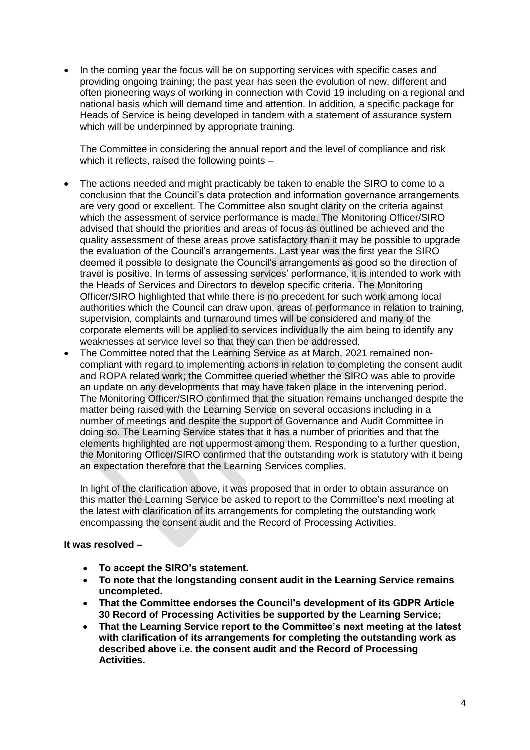- In the coming year the focus will be on supporting services with specific cases and providing ongoing training; the past year has seen the evolution of new, different and often pioneering ways of working in connection with Covid 19 including on a regional and national basis which will demand time and attention. In addition, a specific package for Heads of Service is being developed in tandem with a statement of assurance system which will be underpinned by appropriate training.

  The Committee in considering the annual report and the level of compliance and risk which it reflects, raised the following points –

- The actions needed and might practicably be taken to enable the SIRO to come to a conclusion that the Council's data protection and information governance arrangements are very good or excellent. The Committee also sought clarity on the criteria against which the assessment of service performance is made. The Monitoring Officer/SIRO advised that should the priorities and areas of focus as outlined be achieved and the quality assessment of these areas prove satisfactory than it may be possible to upgrade the evaluation of the Council's arrangements. Last year was the first year the SIRO deemed it possible to designate the Council's arrangements as good so the direction of travel is positive. In terms of assessing services' performance, it is intended to work with the Heads of Services and Directors to develop specific criteria. The Monitoring Officer/SIRO highlighted that while there is no precedent for such work among local authorities which the Council can draw upon, areas of performance in relation to training, supervision, complaints and turnaround times will be considered and many of the corporate elements will be applied to services individually the aim being to identify any weaknesses at service level so that they can then be addressed.
- The Committee noted that the Learning Service as at March, 2021 remained non-compliant with regard to implementing actions in relation to completing the consent audit and ROPA related work; the Committee queried whether the SIRO was able to provide an update on any developments that may have taken place in the intervening period. The Monitoring Officer/SIRO confirmed that the situation remains unchanged despite the matter being raised with the Learning Service on several occasions including in a number of meetings and despite the support of Governance and Audit Committee in doing so. The Learning Service states that it has a number of priorities and that the elements highlighted are not uppermost among them. Responding to a further question, the Monitoring Officer/SIRO confirmed that the outstanding work is statutory with it being an expectation therefore that the Learning Services complies.

  In light of the clarification above, it was proposed that in order to obtain assurance on this matter the Learning Service be asked to report to the Committee's next meeting at the latest with clarification of its arrangements for completing the outstanding work encompassing the consent audit and the Record of Processing Activities.

**It was resolved –**

- **To accept the SIRO's statement.**
- **To note that the longstanding consent audit in the Learning Service remains uncompleted.**
- **That the Committee endorses the Council's development of its GDPR Article 30 Record of Processing Activities be supported by the Learning Service;**
- **That the Learning Service report to the Committee's next meeting at the latest with clarification of its arrangements for completing the outstanding work as described above i.e. the consent audit and the Record of Processing Activities.**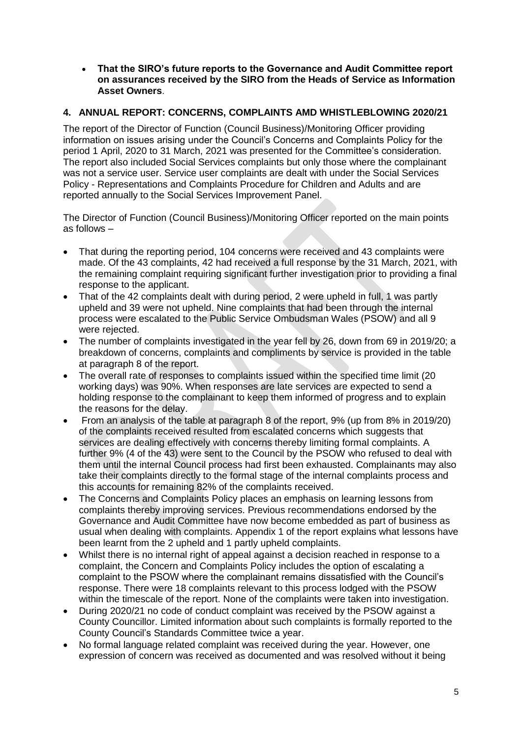- **That the SIRO's future reports to the Governance and Audit Committee report on assurances received by the SIRO from the Heads of Service as Information Asset Owners**.

## 4. ANNUAL REPORT: CONCERNS, COMPLAINTS AMD WHISTLEBLOWING 2020/21

The report of the Director of Function (Council Business)/Monitoring Officer providing information on issues arising under the Council's Concerns and Complaints Policy for the period 1 April, 2020 to 31 March, 2021 was presented for the Committee's consideration. The report also included Social Services complaints but only those where the complainant was not a service user. Service user complaints are dealt with under the Social Services Policy - Representations and Complaints Procedure for Children and Adults and are reported annually to the Social Services Improvement Panel.

The Director of Function (Council Business)/Monitoring Officer reported on the main points as follows –

- That during the reporting period, 104 concerns were received and 43 complaints were made. Of the 43 complaints, 42 had received a full response by the 31 March, 2021, with the remaining complaint requiring significant further investigation prior to providing a final response to the applicant.
- That of the 42 complaints dealt with during period, 2 were upheld in full, 1 was partly upheld and 39 were not upheld. Nine complaints that had been through the internal process were escalated to the Public Service Ombudsman Wales (PSOW) and all 9 were rejected.
- The number of complaints investigated in the year fell by 26, down from 69 in 2019/20; a breakdown of concerns, complaints and compliments by service is provided in the table at paragraph 8 of the report.
- The overall rate of responses to complaints issued within the specified time limit (20 working days) was 90%. When responses are late services are expected to send a holding response to the complainant to keep them informed of progress and to explain the reasons for the delay.
- From an analysis of the table at paragraph 8 of the report, 9% (up from 8% in 2019/20) of the complaints received resulted from escalated concerns which suggests that services are dealing effectively with concerns thereby limiting formal complaints. A further 9% (4 of the 43) were sent to the Council by the PSOW who refused to deal with them until the internal Council process had first been exhausted. Complainants may also take their complaints directly to the formal stage of the internal complaints process and this accounts for remaining 82% of the complaints received.
- The Concerns and Complaints Policy places an emphasis on learning lessons from complaints thereby improving services. Previous recommendations endorsed by the Governance and Audit Committee have now become embedded as part of business as usual when dealing with complaints. Appendix 1 of the report explains what lessons have been learnt from the 2 upheld and 1 partly upheld complaints.
- Whilst there is no internal right of appeal against a decision reached in response to a complaint, the Concern and Complaints Policy includes the option of escalating a complaint to the PSOW where the complainant remains dissatisfied with the Council's response. There were 18 complaints relevant to this process lodged with the PSOW within the timescale of the report. None of the complaints were taken into investigation.
- During 2020/21 no code of conduct complaint was received by the PSOW against a County Councillor. Limited information about such complaints is formally reported to the County Council's Standards Committee twice a year.
- No formal language related complaint was received during the year. However, one expression of concern was received as documented and was resolved without it being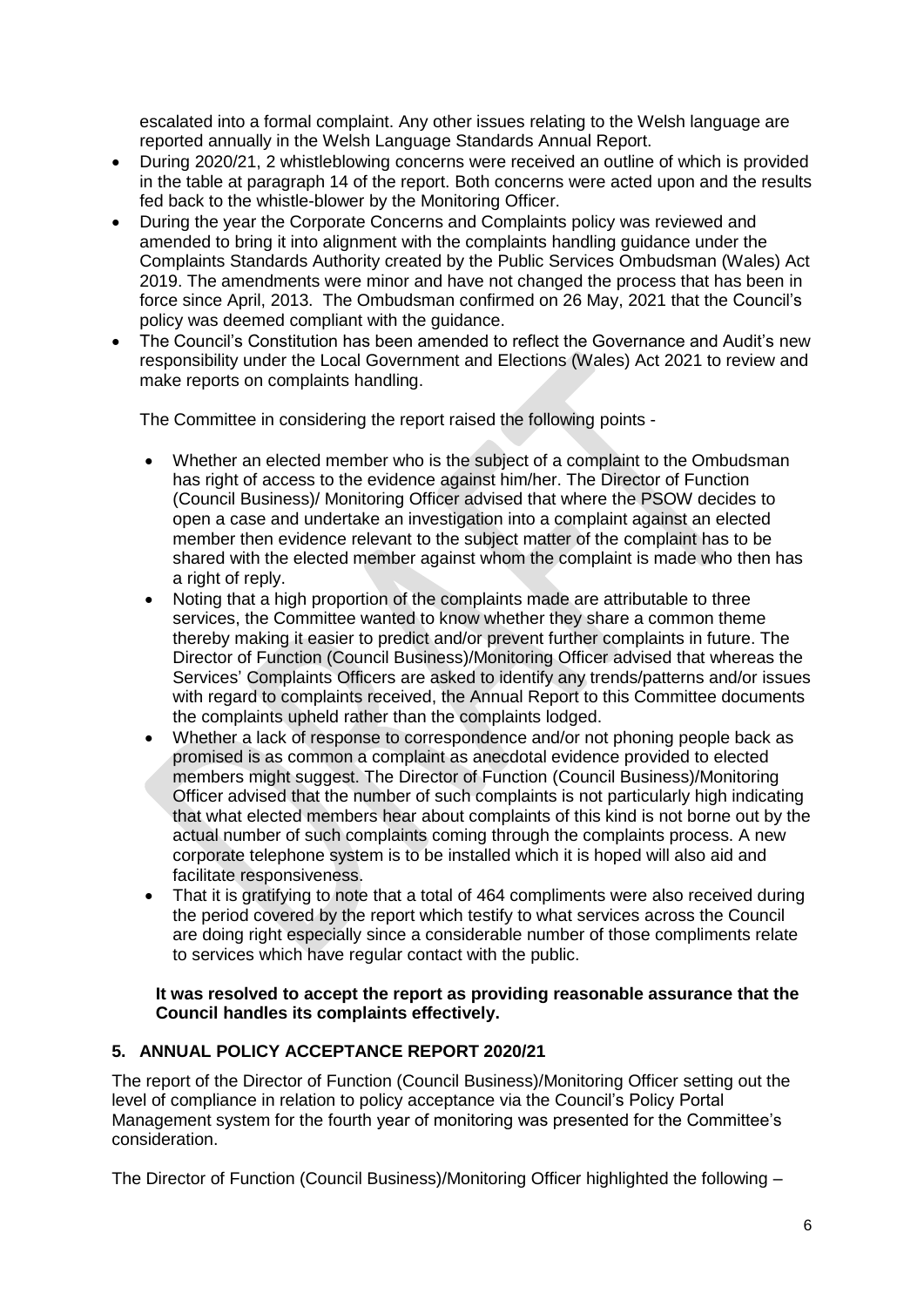escalated into a formal complaint. Any other issues relating to the Welsh language are reported annually in the Welsh Language Standards Annual Report.

- During 2020/21, 2 whistleblowing concerns were received an outline of which is provided in the table at paragraph 14 of the report. Both concerns were acted upon and the results fed back to the whistle-blower by the Monitoring Officer.
- During the year the Corporate Concerns and Complaints policy was reviewed and amended to bring it into alignment with the complaints handling guidance under the Complaints Standards Authority created by the Public Services Ombudsman (Wales) Act 2019. The amendments were minor and have not changed the process that has been in force since April, 2013. The Ombudsman confirmed on 26 May, 2021 that the Council's policy was deemed compliant with the guidance.
- The Council's Constitution has been amended to reflect the Governance and Audit's new responsibility under the Local Government and Elections (Wales) Act 2021 to review and make reports on complaints handling.

The Committee in considering the report raised the following points -

- Whether an elected member who is the subject of a complaint to the Ombudsman has right of access to the evidence against him/her. The Director of Function (Council Business)/ Monitoring Officer advised that where the PSOW decides to open a case and undertake an investigation into a complaint against an elected member then evidence relevant to the subject matter of the complaint has to be shared with the elected member against whom the complaint is made who then has a right of reply.
- Noting that a high proportion of the complaints made are attributable to three services, the Committee wanted to know whether they share a common theme thereby making it easier to predict and/or prevent further complaints in future. The Director of Function (Council Business)/Monitoring Officer advised that whereas the Services' Complaints Officers are asked to identify any trends/patterns and/or issues with regard to complaints received, the Annual Report to this Committee documents the complaints upheld rather than the complaints lodged.
- Whether a lack of response to correspondence and/or not phoning people back as promised is as common a complaint as anecdotal evidence provided to elected members might suggest. The Director of Function (Council Business)/Monitoring Officer advised that the number of such complaints is not particularly high indicating that what elected members hear about complaints of this kind is not borne out by the actual number of such complaints coming through the complaints process. A new corporate telephone system is to be installed which it is hoped will also aid and facilitate responsiveness.
- That it is gratifying to note that a total of 464 compliments were also received during the period covered by the report which testify to what services across the Council are doing right especially since a considerable number of those compliments relate to services which have regular contact with the public.

**It was resolved to accept the report as providing reasonable assurance that the Council handles its complaints effectively.**

## 5. ANNUAL POLICY ACCEPTANCE REPORT 2020/21

The report of the Director of Function (Council Business)/Monitoring Officer setting out the level of compliance in relation to policy acceptance via the Council's Policy Portal Management system for the fourth year of monitoring was presented for the Committee's consideration.

The Director of Function (Council Business)/Monitoring Officer highlighted the following –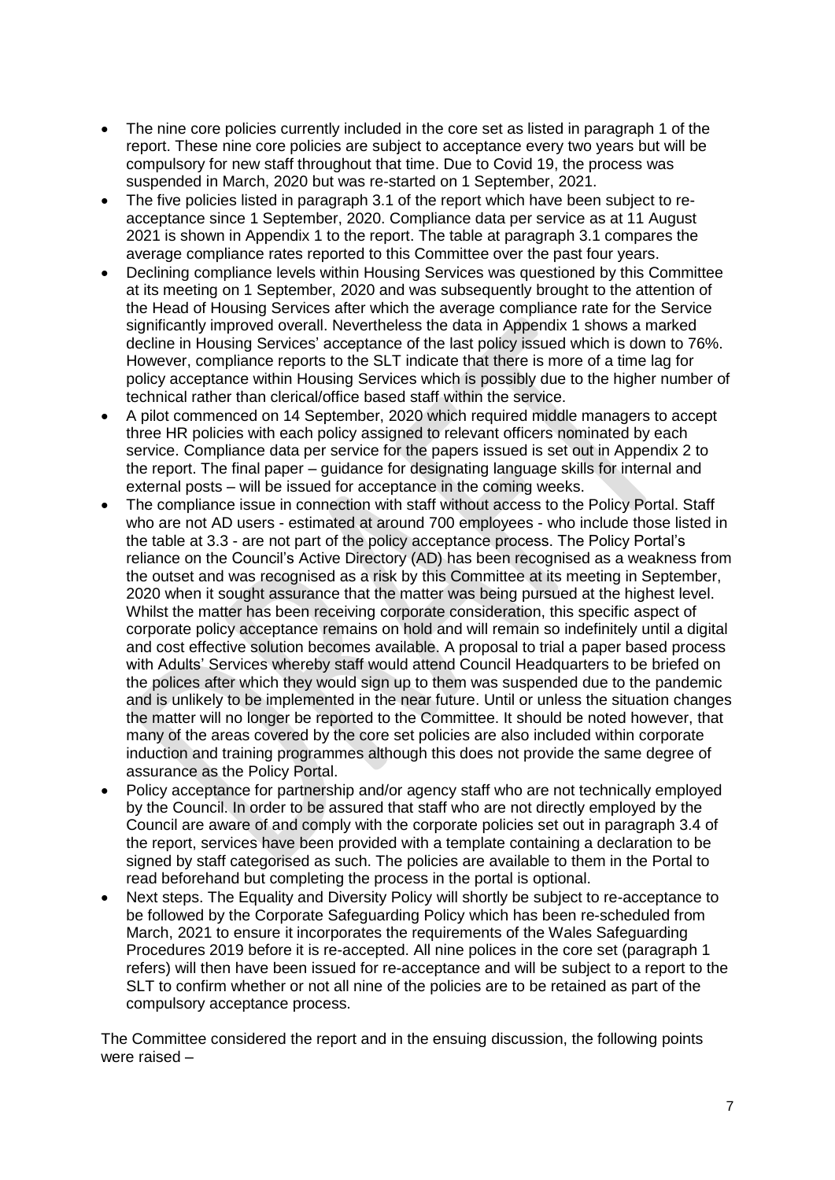- The nine core policies currently included in the core set as listed in paragraph 1 of the report. These nine core policies are subject to acceptance every two years but will be compulsory for new staff throughout that time. Due to Covid 19, the process was suspended in March, 2020 but was re-started on 1 September, 2021.
- The five policies listed in paragraph 3.1 of the report which have been subject to re-acceptance since 1 September, 2020. Compliance data per service as at 11 August 2021 is shown in Appendix 1 to the report. The table at paragraph 3.1 compares the average compliance rates reported to this Committee over the past four years.
- Declining compliance levels within Housing Services was questioned by this Committee at its meeting on 1 September, 2020 and was subsequently brought to the attention of the Head of Housing Services after which the average compliance rate for the Service significantly improved overall. Nevertheless the data in Appendix 1 shows a marked decline in Housing Services' acceptance of the last policy issued which is down to 76%. However, compliance reports to the SLT indicate that there is more of a time lag for policy acceptance within Housing Services which is possibly due to the higher number of technical rather than clerical/office based staff within the service.
- A pilot commenced on 14 September, 2020 which required middle managers to accept three HR policies with each policy assigned to relevant officers nominated by each service. Compliance data per service for the papers issued is set out in Appendix 2 to the report. The final paper – guidance for designating language skills for internal and external posts – will be issued for acceptance in the coming weeks.
- The compliance issue in connection with staff without access to the Policy Portal. Staff who are not AD users - estimated at around 700 employees - who include those listed in the table at 3.3 - are not part of the policy acceptance process. The Policy Portal's reliance on the Council's Active Directory (AD) has been recognised as a weakness from the outset and was recognised as a risk by this Committee at its meeting in September, 2020 when it sought assurance that the matter was being pursued at the highest level. Whilst the matter has been receiving corporate consideration, this specific aspect of corporate policy acceptance remains on hold and will remain so indefinitely until a digital and cost effective solution becomes available. A proposal to trial a paper based process with Adults' Services whereby staff would attend Council Headquarters to be briefed on the polices after which they would sign up to them was suspended due to the pandemic and is unlikely to be implemented in the near future. Until or unless the situation changes the matter will no longer be reported to the Committee. It should be noted however, that many of the areas covered by the core set policies are also included within corporate induction and training programmes although this does not provide the same degree of assurance as the Policy Portal.
- Policy acceptance for partnership and/or agency staff who are not technically employed by the Council. In order to be assured that staff who are not directly employed by the Council are aware of and comply with the corporate policies set out in paragraph 3.4 of the report, services have been provided with a template containing a declaration to be signed by staff categorised as such. The policies are available to them in the Portal to read beforehand but completing the process in the portal is optional.
- Next steps. The Equality and Diversity Policy will shortly be subject to re-acceptance to be followed by the Corporate Safeguarding Policy which has been re-scheduled from March, 2021 to ensure it incorporates the requirements of the Wales Safeguarding Procedures 2019 before it is re-accepted. All nine polices in the core set (paragraph 1 refers) will then have been issued for re-acceptance and will be subject to a report to the SLT to confirm whether or not all nine of the policies are to be retained as part of the compulsory acceptance process.

The Committee considered the report and in the ensuing discussion, the following points were raised –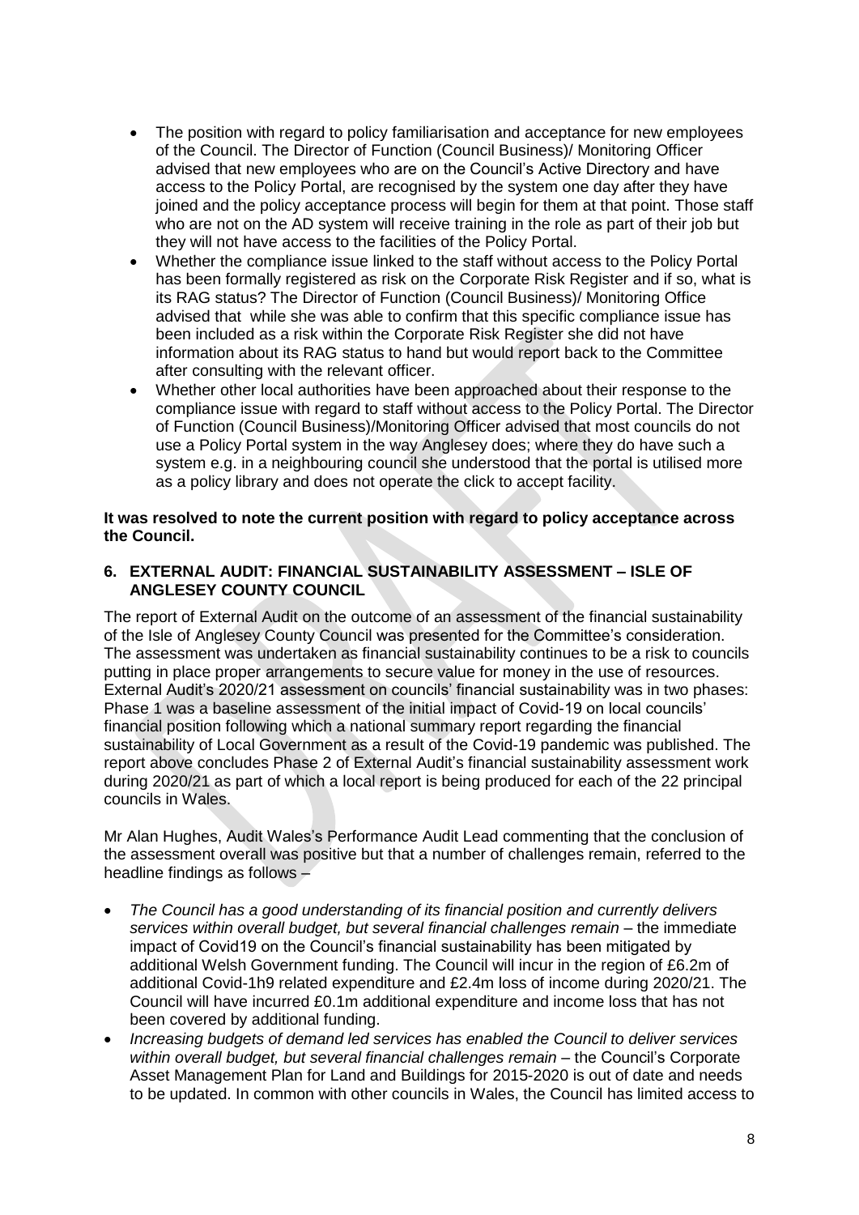- The position with regard to policy familiarisation and acceptance for new employees of the Council. The Director of Function (Council Business)/ Monitoring Officer advised that new employees who are on the Council's Active Directory and have access to the Policy Portal, are recognised by the system one day after they have joined and the policy acceptance process will begin for them at that point. Those staff who are not on the AD system will receive training in the role as part of their job but they will not have access to the facilities of the Policy Portal.
- Whether the compliance issue linked to the staff without access to the Policy Portal has been formally registered as risk on the Corporate Risk Register and if so, what is its RAG status? The Director of Function (Council Business)/ Monitoring Office advised that while she was able to confirm that this specific compliance issue has been included as a risk within the Corporate Risk Register she did not have information about its RAG status to hand but would report back to the Committee after consulting with the relevant officer.
- Whether other local authorities have been approached about their response to the compliance issue with regard to staff without access to the Policy Portal. The Director of Function (Council Business)/Monitoring Officer advised that most councils do not use a Policy Portal system in the way Anglesey does; where they do have such a system e.g. in a neighbouring council she understood that the portal is utilised more as a policy library and does not operate the click to accept facility.

**It was resolved to note the current position with regard to policy acceptance across the Council.**

## 6. EXTERNAL AUDIT: FINANCIAL SUSTAINABILITY ASSESSMENT – ISLE OF ANGLESEY COUNTY COUNCIL

The report of External Audit on the outcome of an assessment of the financial sustainability of the Isle of Anglesey County Council was presented for the Committee's consideration. The assessment was undertaken as financial sustainability continues to be a risk to councils putting in place proper arrangements to secure value for money in the use of resources. External Audit's 2020/21 assessment on councils' financial sustainability was in two phases: Phase 1 was a baseline assessment of the initial impact of Covid-19 on local councils' financial position following which a national summary report regarding the financial sustainability of Local Government as a result of the Covid-19 pandemic was published. The report above concludes Phase 2 of External Audit's financial sustainability assessment work during 2020/21 as part of which a local report is being produced for each of the 22 principal councils in Wales.

Mr Alan Hughes, Audit Wales's Performance Audit Lead commenting that the conclusion of the assessment overall was positive but that a number of challenges remain, referred to the headline findings as follows –

- *The Council has a good understanding of its financial position and currently delivers services within overall budget, but several financial challenges remain* – the immediate impact of Covid19 on the Council's financial sustainability has been mitigated by additional Welsh Government funding. The Council will incur in the region of £6.2m of additional Covid-1h9 related expenditure and £2.4m loss of income during 2020/21. The Council will have incurred £0.1m additional expenditure and income loss that has not been covered by additional funding.
- *Increasing budgets of demand led services has enabled the Council to deliver services within overall budget, but several financial challenges remain* – the Council's Corporate Asset Management Plan for Land and Buildings for 2015-2020 is out of date and needs to be updated. In common with other councils in Wales, the Council has limited access to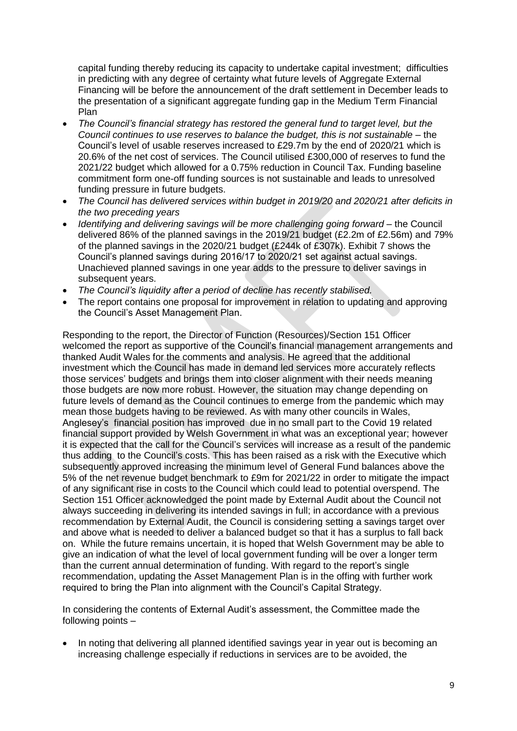capital funding thereby reducing its capacity to undertake capital investment; difficulties in predicting with any degree of certainty what future levels of Aggregate External Financing will be before the announcement of the draft settlement in December leads to the presentation of a significant aggregate funding gap in the Medium Term Financial Plan

- *The Council's financial strategy has restored the general fund to target level, but the Council continues to use reserves to balance the budget, this is not sustainable* – the Council's level of usable reserves increased to £29.7m by the end of 2020/21 which is 20.6% of the net cost of services. The Council utilised £300,000 of reserves to fund the 2021/22 budget which allowed for a 0.75% reduction in Council Tax. Funding baseline commitment form one-off funding sources is not sustainable and leads to unresolved funding pressure in future budgets.
- *The Council has delivered services within budget in 2019/20 and 2020/21 after deficits in the two preceding years*
- *Identifying and delivering savings will be more challenging going forward* – the Council delivered 86% of the planned savings in the 2019/21 budget (£2.2m of £2.56m) and 79% of the planned savings in the 2020/21 budget (£244k of £307k). Exhibit 7 shows the Council's planned savings during 2016/17 to 2020/21 set against actual savings. Unachieved planned savings in one year adds to the pressure to deliver savings in subsequent years.
- *The Council's liquidity after a period of decline has recently stabilised.*
- The report contains one proposal for improvement in relation to updating and approving the Council's Asset Management Plan.

Responding to the report, the Director of Function (Resources)/Section 151 Officer welcomed the report as supportive of the Council's financial management arrangements and thanked Audit Wales for the comments and analysis. He agreed that the additional investment which the Council has made in demand led services more accurately reflects those services' budgets and brings them into closer alignment with their needs meaning those budgets are now more robust. However, the situation may change depending on future levels of demand as the Council continues to emerge from the pandemic which may mean those budgets having to be reviewed. As with many other councils in Wales, Anglesey's financial position has improved due in no small part to the Covid 19 related financial support provided by Welsh Government in what was an exceptional year; however it is expected that the call for the Council's services will increase as a result of the pandemic thus adding to the Council's costs. This has been raised as a risk with the Executive which subsequently approved increasing the minimum level of General Fund balances above the 5% of the net revenue budget benchmark to £9m for 2021/22 in order to mitigate the impact of any significant rise in costs to the Council which could lead to potential overspend. The Section 151 Officer acknowledged the point made by External Audit about the Council not always succeeding in delivering its intended savings in full; in accordance with a previous recommendation by External Audit, the Council is considering setting a savings target over and above what is needed to deliver a balanced budget so that it has a surplus to fall back on. While the future remains uncertain, it is hoped that Welsh Government may be able to give an indication of what the level of local government funding will be over a longer term than the current annual determination of funding. With regard to the report's single recommendation, updating the Asset Management Plan is in the offing with further work required to bring the Plan into alignment with the Council's Capital Strategy.

In considering the contents of External Audit's assessment, the Committee made the following points –

- In noting that delivering all planned identified savings year in year out is becoming an increasing challenge especially if reductions in services are to be avoided, the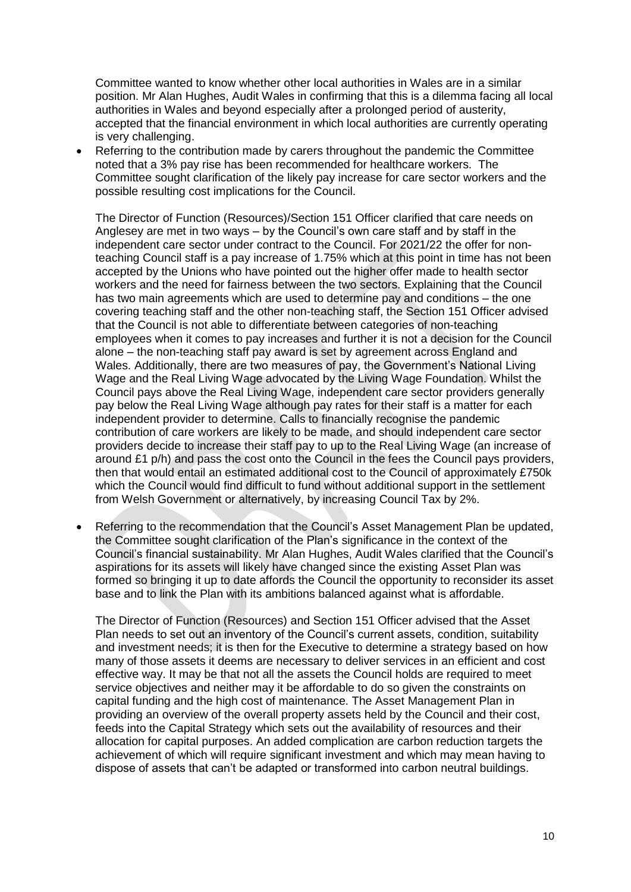Committee wanted to know whether other local authorities in Wales are in a similar position. Mr Alan Hughes, Audit Wales in confirming that this is a dilemma facing all local authorities in Wales and beyond especially after a prolonged period of austerity, accepted that the financial environment in which local authorities are currently operating is very challenging.

- Referring to the contribution made by carers throughout the pandemic the Committee noted that a 3% pay rise has been recommended for healthcare workers. The Committee sought clarification of the likely pay increase for care sector workers and the possible resulting cost implications for the Council.

  The Director of Function (Resources)/Section 151 Officer clarified that care needs on Anglesey are met in two ways – by the Council's own care staff and by staff in the independent care sector under contract to the Council. For 2021/22 the offer for non-teaching Council staff is a pay increase of 1.75% which at this point in time has not been accepted by the Unions who have pointed out the higher offer made to health sector workers and the need for fairness between the two sectors. Explaining that the Council has two main agreements which are used to determine pay and conditions – the one covering teaching staff and the other non-teaching staff, the Section 151 Officer advised that the Council is not able to differentiate between categories of non-teaching employees when it comes to pay increases and further it is not a decision for the Council alone – the non-teaching staff pay award is set by agreement across England and Wales. Additionally, there are two measures of pay, the Government's National Living Wage and the Real Living Wage advocated by the Living Wage Foundation. Whilst the Council pays above the Real Living Wage, independent care sector providers generally pay below the Real Living Wage although pay rates for their staff is a matter for each independent provider to determine. Calls to financially recognise the pandemic contribution of care workers are likely to be made, and should independent care sector providers decide to increase their staff pay to up to the Real Living Wage (an increase of around £1 p/h) and pass the cost onto the Council in the fees the Council pays providers, then that would entail an estimated additional cost to the Council of approximately £750k which the Council would find difficult to fund without additional support in the settlement from Welsh Government or alternatively, by increasing Council Tax by 2%.

- Referring to the recommendation that the Council's Asset Management Plan be updated, the Committee sought clarification of the Plan's significance in the context of the Council's financial sustainability. Mr Alan Hughes, Audit Wales clarified that the Council's aspirations for its assets will likely have changed since the existing Asset Plan was formed so bringing it up to date affords the Council the opportunity to reconsider its asset base and to link the Plan with its ambitions balanced against what is affordable.

  The Director of Function (Resources) and Section 151 Officer advised that the Asset Plan needs to set out an inventory of the Council's current assets, condition, suitability and investment needs; it is then for the Executive to determine a strategy based on how many of those assets it deems are necessary to deliver services in an efficient and cost effective way. It may be that not all the assets the Council holds are required to meet service objectives and neither may it be affordable to do so given the constraints on capital funding and the high cost of maintenance. The Asset Management Plan in providing an overview of the overall property assets held by the Council and their cost, feeds into the Capital Strategy which sets out the availability of resources and their allocation for capital purposes. An added complication are carbon reduction targets the achievement of which will require significant investment and which may mean having to dispose of assets that can't be adapted or transformed into carbon neutral buildings.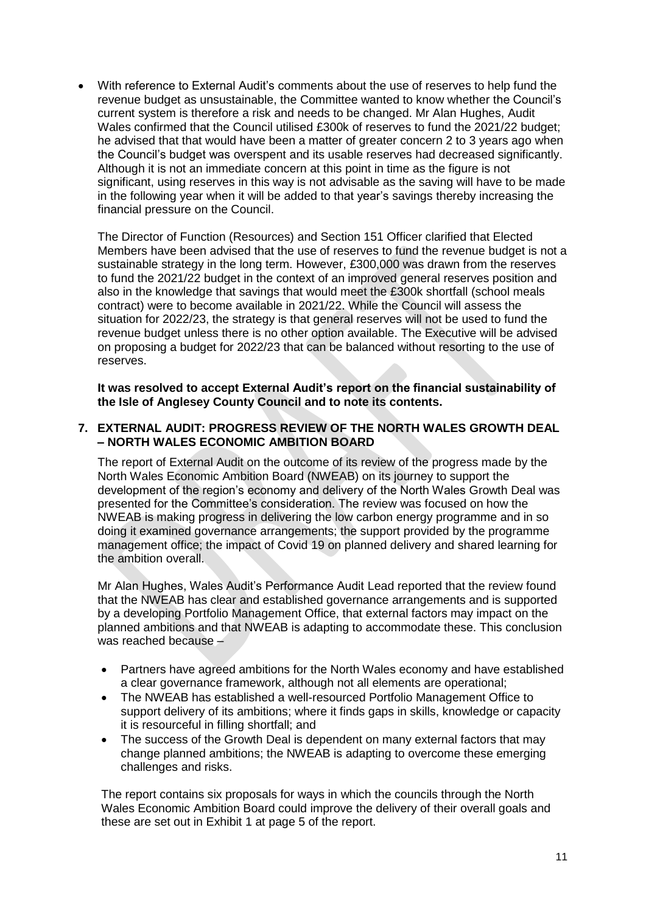- With reference to External Audit's comments about the use of reserves to help fund the revenue budget as unsustainable, the Committee wanted to know whether the Council's current system is therefore a risk and needs to be changed. Mr Alan Hughes, Audit Wales confirmed that the Council utilised £300k of reserves to fund the 2021/22 budget; he advised that that would have been a matter of greater concern 2 to 3 years ago when the Council's budget was overspent and its usable reserves had decreased significantly. Although it is not an immediate concern at this point in time as the figure is not significant, using reserves in this way is not advisable as the saving will have to be made in the following year when it will be added to that year's savings thereby increasing the financial pressure on the Council.

  The Director of Function (Resources) and Section 151 Officer clarified that Elected Members have been advised that the use of reserves to fund the revenue budget is not a sustainable strategy in the long term. However, £300,000 was drawn from the reserves to fund the 2021/22 budget in the context of an improved general reserves position and also in the knowledge that savings that would meet the £300k shortfall (school meals contract) were to become available in 2021/22. While the Council will assess the situation for 2022/23, the strategy is that general reserves will not be used to fund the revenue budget unless there is no other option available. The Executive will be advised on proposing a budget for 2022/23 that can be balanced without resorting to the use of reserves.

**It was resolved to accept External Audit's report on the financial sustainability of the Isle of Anglesey County Council and to note its contents.**

## 7. EXTERNAL AUDIT: PROGRESS REVIEW OF THE NORTH WALES GROWTH DEAL – NORTH WALES ECONOMIC AMBITION BOARD

The report of External Audit on the outcome of its review of the progress made by the North Wales Economic Ambition Board (NWEAB) on its journey to support the development of the region's economy and delivery of the North Wales Growth Deal was presented for the Committee's consideration. The review was focused on how the NWEAB is making progress in delivering the low carbon energy programme and in so doing it examined governance arrangements; the support provided by the programme management office; the impact of Covid 19 on planned delivery and shared learning for the ambition overall.

Mr Alan Hughes, Wales Audit's Performance Audit Lead reported that the review found that the NWEAB has clear and established governance arrangements and is supported by a developing Portfolio Management Office, that external factors may impact on the planned ambitions and that NWEAB is adapting to accommodate these. This conclusion was reached because –

- Partners have agreed ambitions for the North Wales economy and have established a clear governance framework, although not all elements are operational;
- The NWEAB has established a well-resourced Portfolio Management Office to support delivery of its ambitions; where it finds gaps in skills, knowledge or capacity it is resourceful in filling shortfall; and
- The success of the Growth Deal is dependent on many external factors that may change planned ambitions; the NWEAB is adapting to overcome these emerging challenges and risks.

The report contains six proposals for ways in which the councils through the North Wales Economic Ambition Board could improve the delivery of their overall goals and these are set out in Exhibit 1 at page 5 of the report.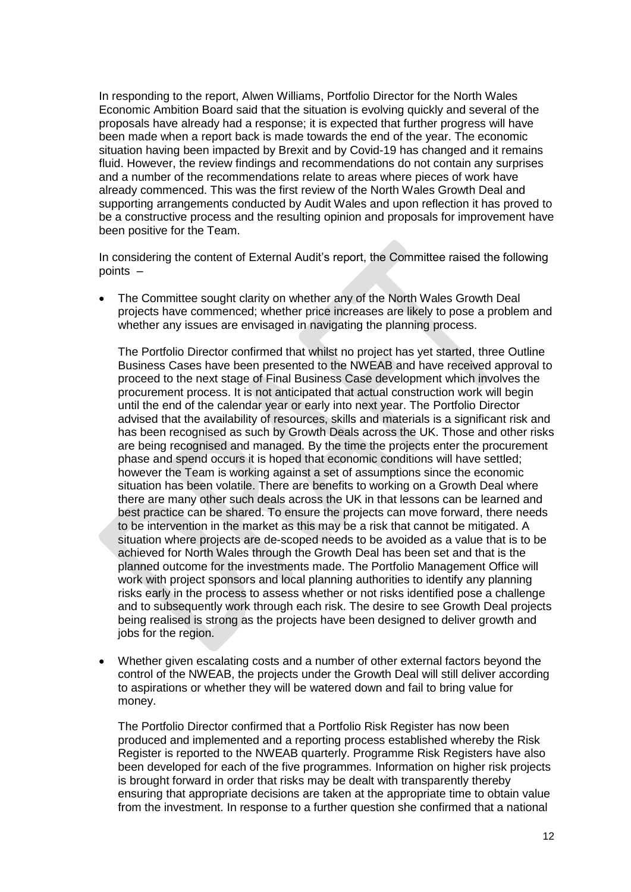In responding to the report, Alwen Williams, Portfolio Director for the North Wales Economic Ambition Board said that the situation is evolving quickly and several of the proposals have already had a response; it is expected that further progress will have been made when a report back is made towards the end of the year. The economic situation having been impacted by Brexit and by Covid-19 has changed and it remains fluid. However, the review findings and recommendations do not contain any surprises and a number of the recommendations relate to areas where pieces of work have already commenced. This was the first review of the North Wales Growth Deal and supporting arrangements conducted by Audit Wales and upon reflection it has proved to be a constructive process and the resulting opinion and proposals for improvement have been positive for the Team.

In considering the content of External Audit's report, the Committee raised the following points –

- The Committee sought clarity on whether any of the North Wales Growth Deal projects have commenced; whether price increases are likely to pose a problem and whether any issues are envisaged in navigating the planning process.

  The Portfolio Director confirmed that whilst no project has yet started, three Outline Business Cases have been presented to the NWEAB and have received approval to proceed to the next stage of Final Business Case development which involves the procurement process. It is not anticipated that actual construction work will begin until the end of the calendar year or early into next year. The Portfolio Director advised that the availability of resources, skills and materials is a significant risk and has been recognised as such by Growth Deals across the UK. Those and other risks are being recognised and managed. By the time the projects enter the procurement phase and spend occurs it is hoped that economic conditions will have settled; however the Team is working against a set of assumptions since the economic situation has been volatile. There are benefits to working on a Growth Deal where there are many other such deals across the UK in that lessons can be learned and best practice can be shared. To ensure the projects can move forward, there needs to be intervention in the market as this may be a risk that cannot be mitigated. A situation where projects are de-scoped needs to be avoided as a value that is to be achieved for North Wales through the Growth Deal has been set and that is the planned outcome for the investments made. The Portfolio Management Office will work with project sponsors and local planning authorities to identify any planning risks early in the process to assess whether or not risks identified pose a challenge and to subsequently work through each risk. The desire to see Growth Deal projects being realised is strong as the projects have been designed to deliver growth and jobs for the region.

- Whether given escalating costs and a number of other external factors beyond the control of the NWEAB, the projects under the Growth Deal will still deliver according to aspirations or whether they will be watered down and fail to bring value for money.

  The Portfolio Director confirmed that a Portfolio Risk Register has now been produced and implemented and a reporting process established whereby the Risk Register is reported to the NWEAB quarterly. Programme Risk Registers have also been developed for each of the five programmes. Information on higher risk projects is brought forward in order that risks may be dealt with transparently thereby ensuring that appropriate decisions are taken at the appropriate time to obtain value from the investment. In response to a further question she confirmed that a national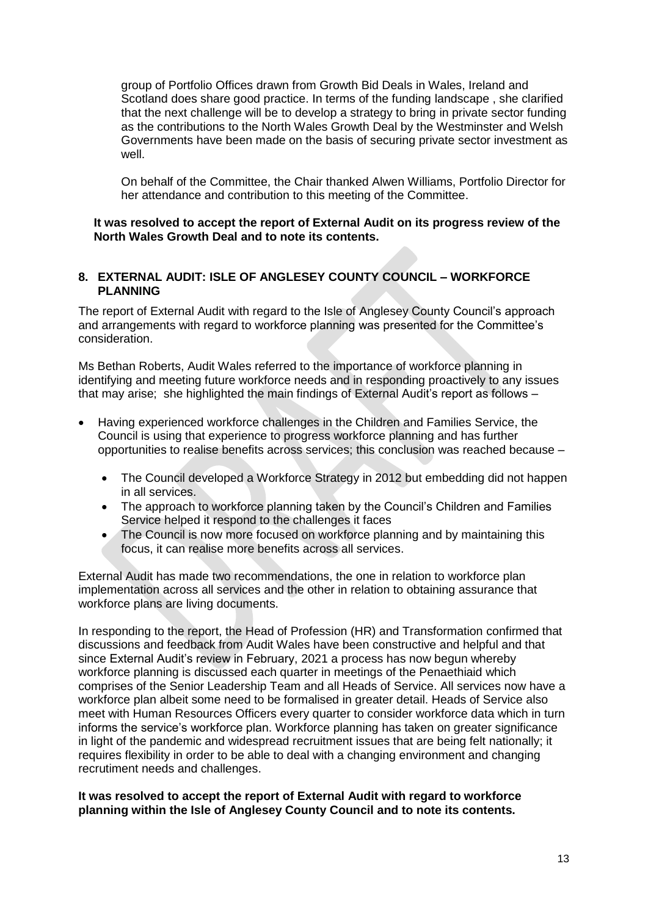group of Portfolio Offices drawn from Growth Bid Deals in Wales, Ireland and Scotland does share good practice. In terms of the funding landscape , she clarified that the next challenge will be to develop a strategy to bring in private sector funding as the contributions to the North Wales Growth Deal by the Westminster and Welsh Governments have been made on the basis of securing private sector investment as well.

On behalf of the Committee, the Chair thanked Alwen Williams, Portfolio Director for her attendance and contribution to this meeting of the Committee.

**It was resolved to accept the report of External Audit on its progress review of the North Wales Growth Deal and to note its contents.**

## 8. EXTERNAL AUDIT: ISLE OF ANGLESEY COUNTY COUNCIL – WORKFORCE PLANNING

The report of External Audit with regard to the Isle of Anglesey County Council's approach and arrangements with regard to workforce planning was presented for the Committee's consideration.

Ms Bethan Roberts, Audit Wales referred to the importance of workforce planning in identifying and meeting future workforce needs and in responding proactively to any issues that may arise; she highlighted the main findings of External Audit's report as follows –

- Having experienced workforce challenges in the Children and Families Service, the Council is using that experience to progress workforce planning and has further opportunities to realise benefits across services; this conclusion was reached because –
  - The Council developed a Workforce Strategy in 2012 but embedding did not happen in all services.
  - The approach to workforce planning taken by the Council's Children and Families Service helped it respond to the challenges it faces
  - The Council is now more focused on workforce planning and by maintaining this focus, it can realise more benefits across all services.

External Audit has made two recommendations, the one in relation to workforce plan implementation across all services and the other in relation to obtaining assurance that workforce plans are living documents.

In responding to the report, the Head of Profession (HR) and Transformation confirmed that discussions and feedback from Audit Wales have been constructive and helpful and that since External Audit's review in February, 2021 a process has now begun whereby workforce planning is discussed each quarter in meetings of the Penaethiaid which comprises of the Senior Leadership Team and all Heads of Service. All services now have a workforce plan albeit some need to be formalised in greater detail. Heads of Service also meet with Human Resources Officers every quarter to consider workforce data which in turn informs the service's workforce plan. Workforce planning has taken on greater significance in light of the pandemic and widespread recruitment issues that are being felt nationally; it requires flexibility in order to be able to deal with a changing environment and changing recrutiment needs and challenges.

**It was resolved to accept the report of External Audit with regard to workforce planning within the Isle of Anglesey County Council and to note its contents.**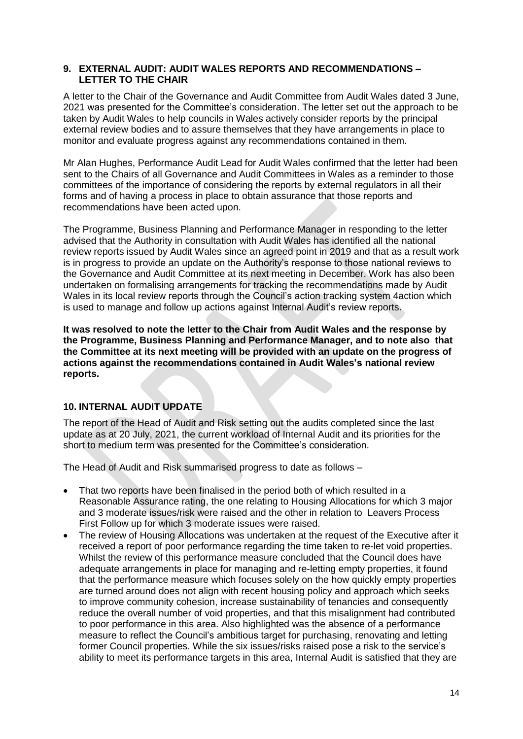## 9. EXTERNAL AUDIT: AUDIT WALES REPORTS AND RECOMMENDATIONS – LETTER TO THE CHAIR

A letter to the Chair of the Governance and Audit Committee from Audit Wales dated 3 June, 2021 was presented for the Committee's consideration. The letter set out the approach to be taken by Audit Wales to help councils in Wales actively consider reports by the principal external review bodies and to assure themselves that they have arrangements in place to monitor and evaluate progress against any recommendations contained in them.

Mr Alan Hughes, Performance Audit Lead for Audit Wales confirmed that the letter had been sent to the Chairs of all Governance and Audit Committees in Wales as a reminder to those committees of the importance of considering the reports by external regulators in all their forms and of having a process in place to obtain assurance that those reports and recommendations have been acted upon.

The Programme, Business Planning and Performance Manager in responding to the letter advised that the Authority in consultation with Audit Wales has identified all the national review reports issued by Audit Wales since an agreed point in 2019 and that as a result work is in progress to provide an update on the Authority's response to those national reviews to the Governance and Audit Committee at its next meeting in December. Work has also been undertaken on formalising arrangements for tracking the recommendations made by Audit Wales in its local review reports through the Council's action tracking system 4action which is used to manage and follow up actions against Internal Audit's review reports.

**It was resolved to note the letter to the Chair from Audit Wales and the response by the Programme, Business Planning and Performance Manager, and to note also that the Committee at its next meeting will be provided with an update on the progress of actions against the recommendations contained in Audit Wales's national review reports.**

## 10. INTERNAL AUDIT UPDATE

The report of the Head of Audit and Risk setting out the audits completed since the last update as at 20 July, 2021, the current workload of Internal Audit and its priorities for the short to medium term was presented for the Committee's consideration.

The Head of Audit and Risk summarised progress to date as follows –

- That two reports have been finalised in the period both of which resulted in a Reasonable Assurance rating, the one relating to Housing Allocations for which 3 major and 3 moderate issues/risk were raised and the other in relation to Leavers Process First Follow up for which 3 moderate issues were raised.
- The review of Housing Allocations was undertaken at the request of the Executive after it received a report of poor performance regarding the time taken to re-let void properties. Whilst the review of this performance measure concluded that the Council does have adequate arrangements in place for managing and re-letting empty properties, it found that the performance measure which focuses solely on the how quickly empty properties are turned around does not align with recent housing policy and approach which seeks to improve community cohesion, increase sustainability of tenancies and consequently reduce the overall number of void properties, and that this misalignment had contributed to poor performance in this area. Also highlighted was the absence of a performance measure to reflect the Council's ambitious target for purchasing, renovating and letting former Council properties. While the six issues/risks raised pose a risk to the service's ability to meet its performance targets in this area, Internal Audit is satisfied that they are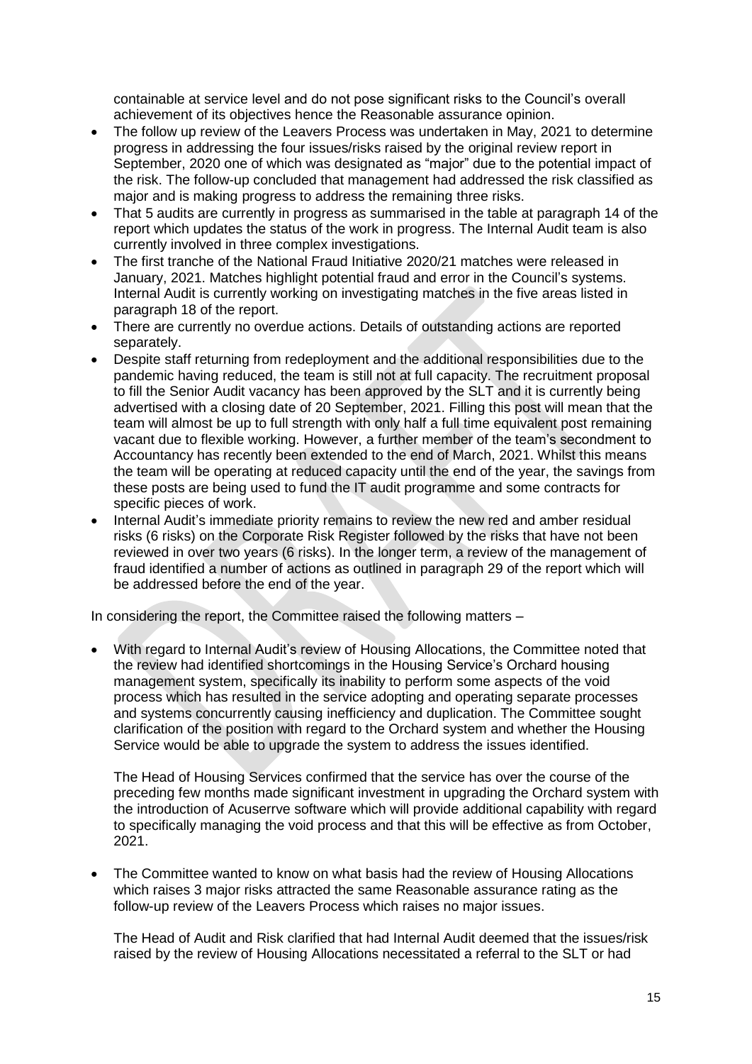containable at service level and do not pose significant risks to the Council's overall achievement of its objectives hence the Reasonable assurance opinion.

- The follow up review of the Leavers Process was undertaken in May, 2021 to determine progress in addressing the four issues/risks raised by the original review report in September, 2020 one of which was designated as "major" due to the potential impact of the risk. The follow-up concluded that management had addressed the risk classified as major and is making progress to address the remaining three risks.
- That 5 audits are currently in progress as summarised in the table at paragraph 14 of the report which updates the status of the work in progress. The Internal Audit team is also currently involved in three complex investigations.
- The first tranche of the National Fraud Initiative 2020/21 matches were released in January, 2021. Matches highlight potential fraud and error in the Council's systems. Internal Audit is currently working on investigating matches in the five areas listed in paragraph 18 of the report.
- There are currently no overdue actions. Details of outstanding actions are reported separately.
- Despite staff returning from redeployment and the additional responsibilities due to the pandemic having reduced, the team is still not at full capacity. The recruitment proposal to fill the Senior Audit vacancy has been approved by the SLT and it is currently being advertised with a closing date of 20 September, 2021. Filling this post will mean that the team will almost be up to full strength with only half a full time equivalent post remaining vacant due to flexible working. However, a further member of the team's secondment to Accountancy has recently been extended to the end of March, 2021. Whilst this means the team will be operating at reduced capacity until the end of the year, the savings from these posts are being used to fund the IT audit programme and some contracts for specific pieces of work.
- Internal Audit's immediate priority remains to review the new red and amber residual risks (6 risks) on the Corporate Risk Register followed by the risks that have not been reviewed in over two years (6 risks). In the longer term, a review of the management of fraud identified a number of actions as outlined in paragraph 29 of the report which will be addressed before the end of the year.

In considering the report, the Committee raised the following matters –

- With regard to Internal Audit's review of Housing Allocations, the Committee noted that the review had identified shortcomings in the Housing Service's Orchard housing management system, specifically its inability to perform some aspects of the void process which has resulted in the service adopting and operating separate processes and systems concurrently causing inefficiency and duplication. The Committee sought clarification of the position with regard to the Orchard system and whether the Housing Service would be able to upgrade the system to address the issues identified.

  The Head of Housing Services confirmed that the service has over the course of the preceding few months made significant investment in upgrading the Orchard system with the introduction of Acuserrve software which will provide additional capability with regard to specifically managing the void process and that this will be effective as from October, 2021.

- The Committee wanted to know on what basis had the review of Housing Allocations which raises 3 major risks attracted the same Reasonable assurance rating as the follow-up review of the Leavers Process which raises no major issues.

  The Head of Audit and Risk clarified that had Internal Audit deemed that the issues/risk raised by the review of Housing Allocations necessitated a referral to the SLT or had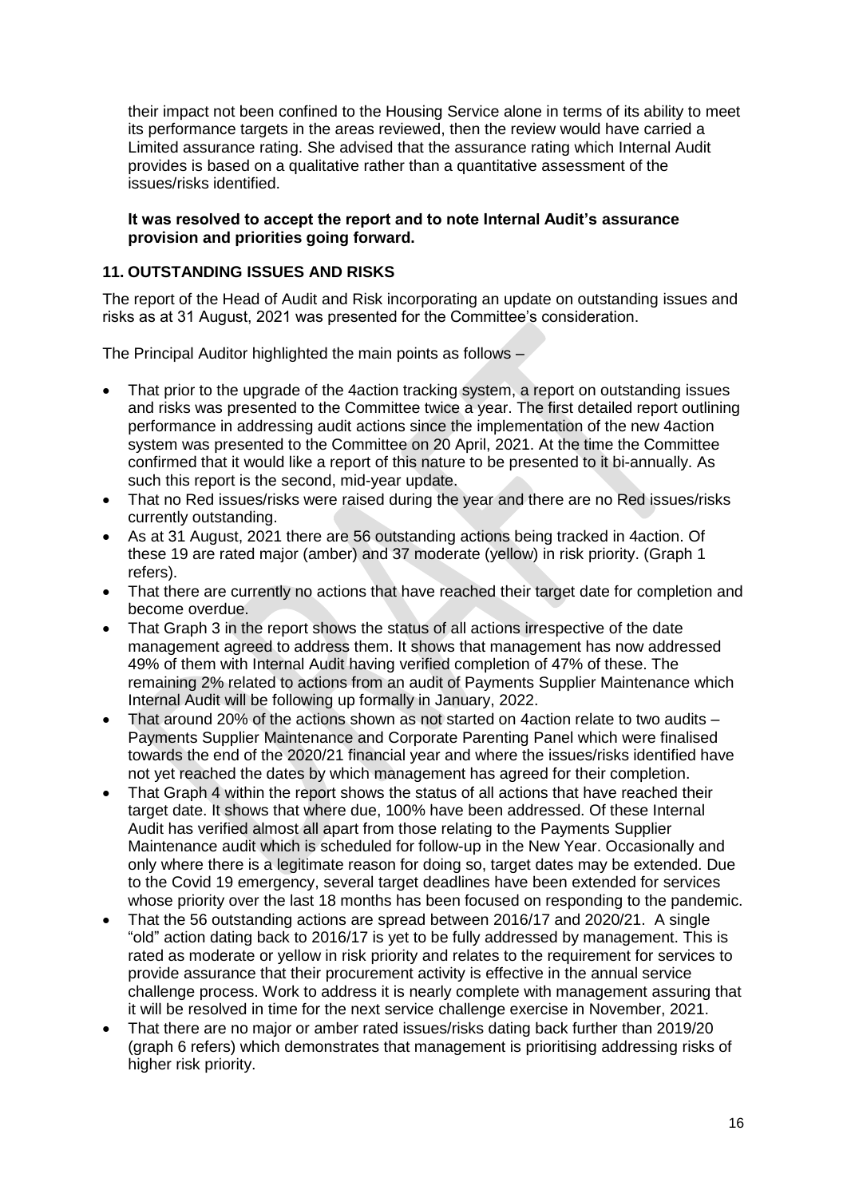their impact not been confined to the Housing Service alone in terms of its ability to meet its performance targets in the areas reviewed, then the review would have carried a Limited assurance rating. She advised that the assurance rating which Internal Audit provides is based on a qualitative rather than a quantitative assessment of the issues/risks identified.

**It was resolved to accept the report and to note Internal Audit's assurance provision and priorities going forward.**

## 11. OUTSTANDING ISSUES AND RISKS

The report of the Head of Audit and Risk incorporating an update on outstanding issues and risks as at 31 August, 2021 was presented for the Committee's consideration.

The Principal Auditor highlighted the main points as follows –

- That prior to the upgrade of the 4action tracking system, a report on outstanding issues and risks was presented to the Committee twice a year. The first detailed report outlining performance in addressing audit actions since the implementation of the new 4action system was presented to the Committee on 20 April, 2021. At the time the Committee confirmed that it would like a report of this nature to be presented to it bi-annually. As such this report is the second, mid-year update.
- That no Red issues/risks were raised during the year and there are no Red issues/risks currently outstanding.
- As at 31 August, 2021 there are 56 outstanding actions being tracked in 4action. Of these 19 are rated major (amber) and 37 moderate (yellow) in risk priority. (Graph 1 refers).
- That there are currently no actions that have reached their target date for completion and become overdue.
- That Graph 3 in the report shows the status of all actions irrespective of the date management agreed to address them. It shows that management has now addressed 49% of them with Internal Audit having verified completion of 47% of these. The remaining 2% related to actions from an audit of Payments Supplier Maintenance which Internal Audit will be following up formally in January, 2022.
- That around 20% of the actions shown as not started on 4action relate to two audits – Payments Supplier Maintenance and Corporate Parenting Panel which were finalised towards the end of the 2020/21 financial year and where the issues/risks identified have not yet reached the dates by which management has agreed for their completion.
- That Graph 4 within the report shows the status of all actions that have reached their target date. It shows that where due, 100% have been addressed. Of these Internal Audit has verified almost all apart from those relating to the Payments Supplier Maintenance audit which is scheduled for follow-up in the New Year. Occasionally and only where there is a legitimate reason for doing so, target dates may be extended. Due to the Covid 19 emergency, several target deadlines have been extended for services whose priority over the last 18 months has been focused on responding to the pandemic.
- That the 56 outstanding actions are spread between 2016/17 and 2020/21. A single "old" action dating back to 2016/17 is yet to be fully addressed by management. This is rated as moderate or yellow in risk priority and relates to the requirement for services to provide assurance that their procurement activity is effective in the annual service challenge process. Work to address it is nearly complete with management assuring that it will be resolved in time for the next service challenge exercise in November, 2021.
- That there are no major or amber rated issues/risks dating back further than 2019/20 (graph 6 refers) which demonstrates that management is prioritising addressing risks of higher risk priority.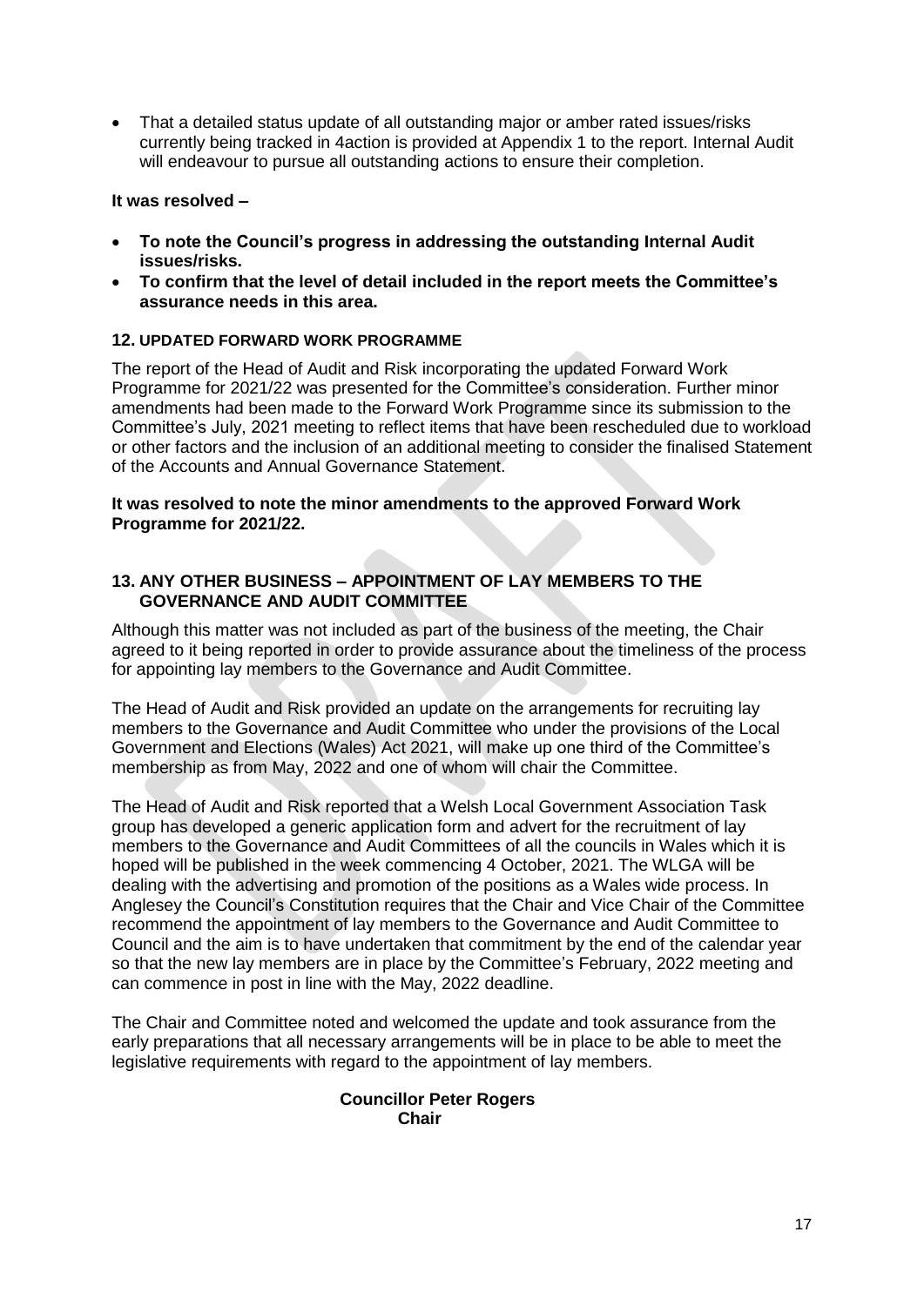- That a detailed status update of all outstanding major or amber rated issues/risks currently being tracked in 4action is provided at Appendix 1 to the report. Internal Audit will endeavour to pursue all outstanding actions to ensure their completion.

**It was resolved –**

- **To note the Council's progress in addressing the outstanding Internal Audit issues/risks.**
- **To confirm that the level of detail included in the report meets the Committee's assurance needs in this area.**

### 12. UPDATED FORWARD WORK PROGRAMME

The report of the Head of Audit and Risk incorporating the updated Forward Work Programme for 2021/22 was presented for the Committee's consideration. Further minor amendments had been made to the Forward Work Programme since its submission to the Committee's July, 2021 meeting to reflect items that have been rescheduled due to workload or other factors and the inclusion of an additional meeting to consider the finalised Statement of the Accounts and Annual Governance Statement.

**It was resolved to note the minor amendments to the approved Forward Work Programme for 2021/22.**

### 13. ANY OTHER BUSINESS – APPOINTMENT OF LAY MEMBERS TO THE GOVERNANCE AND AUDIT COMMITTEE

Although this matter was not included as part of the business of the meeting, the Chair agreed to it being reported in order to provide assurance about the timeliness of the process for appointing lay members to the Governance and Audit Committee.

The Head of Audit and Risk provided an update on the arrangements for recruiting lay members to the Governance and Audit Committee who under the provisions of the Local Government and Elections (Wales) Act 2021, will make up one third of the Committee's membership as from May, 2022 and one of whom will chair the Committee.

The Head of Audit and Risk reported that a Welsh Local Government Association Task group has developed a generic application form and advert for the recruitment of lay members to the Governance and Audit Committees of all the councils in Wales which it is hoped will be published in the week commencing 4 October, 2021. The WLGA will be dealing with the advertising and promotion of the positions as a Wales wide process. In Anglesey the Council's Constitution requires that the Chair and Vice Chair of the Committee recommend the appointment of lay members to the Governance and Audit Committee to Council and the aim is to have undertaken that commitment by the end of the calendar year so that the new lay members are in place by the Committee's February, 2022 meeting and can commence in post in line with the May, 2022 deadline.

The Chair and Committee noted and welcomed the update and took assurance from the early preparations that all necessary arrangements will be in place to be able to meet the legislative requirements with regard to the appointment of lay members.

**Councillor Peter Rogers**
**Chair**